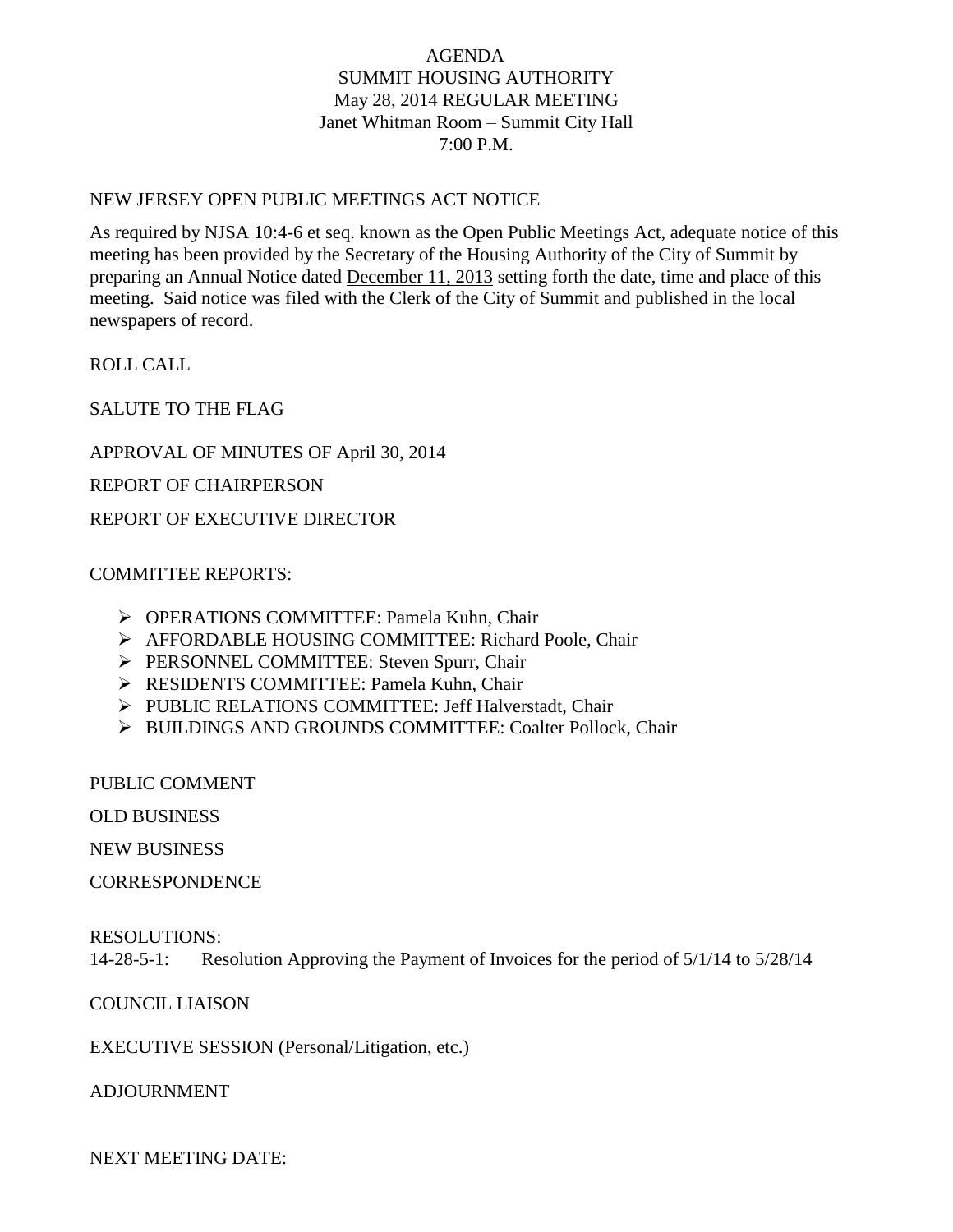# AGENDA
## SUMMIT HOUSING AUTHORITY
## May 28, 2014 REGULAR MEETING
## Janet Whitman Room – Summit City Hall
## 7:00 P.M.

NEW JERSEY OPEN PUBLIC MEETINGS ACT NOTICE

As required by NJSA 10:4-6 <u>et seq.</u> known as the Open Public Meetings Act, adequate notice of this meeting has been provided by the Secretary of the Housing Authority of the City of Summit by preparing an Annual Notice dated <u>December 11, 2013</u> setting forth the date, time and place of this meeting. Said notice was filed with the Clerk of the City of Summit and published in the local newspapers of record.

ROLL CALL

SALUTE TO THE FLAG

APPROVAL OF MINUTES OF April 30, 2014

REPORT OF CHAIRPERSON

REPORT OF EXECUTIVE DIRECTOR

COMMITTEE REPORTS:

- OPERATIONS COMMITTEE: Pamela Kuhn, Chair
- AFFORDABLE HOUSING COMMITTEE: Richard Poole, Chair
- PERSONNEL COMMITTEE: Steven Spurr, Chair
- RESIDENTS COMMITTEE: Pamela Kuhn, Chair
- PUBLIC RELATIONS COMMITTEE: Jeff Halverstadt, Chair
- BUILDINGS AND GROUNDS COMMITTEE: Coalter Pollock, Chair

PUBLIC COMMENT

OLD BUSINESS

NEW BUSINESS

CORRESPONDENCE

RESOLUTIONS:

14-28-5-1: Resolution Approving the Payment of Invoices for the period of 5/1/14 to 5/28/14

COUNCIL LIAISON

EXECUTIVE SESSION (Personal/Litigation, etc.)

ADJOURNMENT

NEXT MEETING DATE: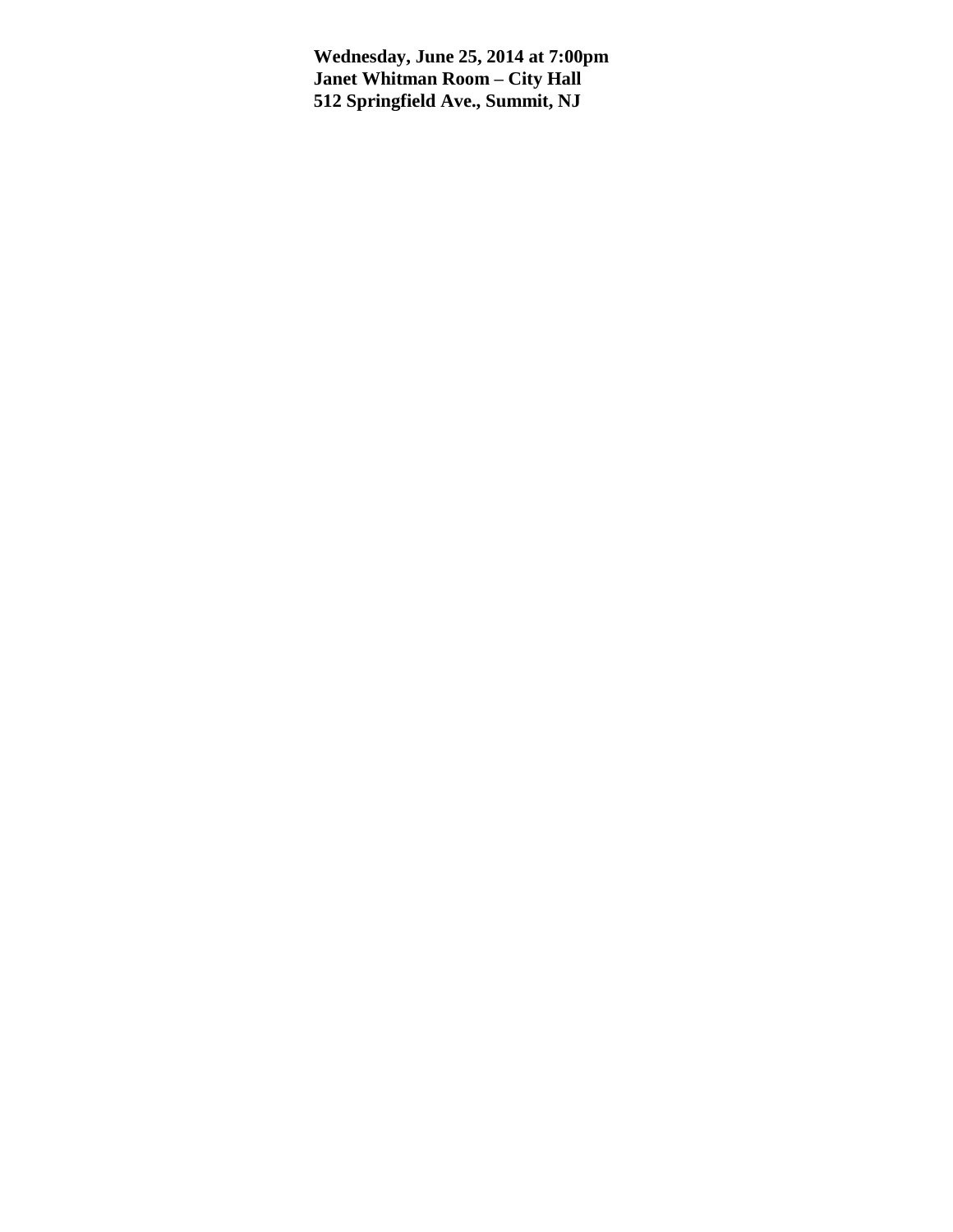**Wednesday, June 25, 2014 at 7:00pm**
**Janet Whitman Room – City Hall**
**512 Springfield Ave., Summit, NJ**